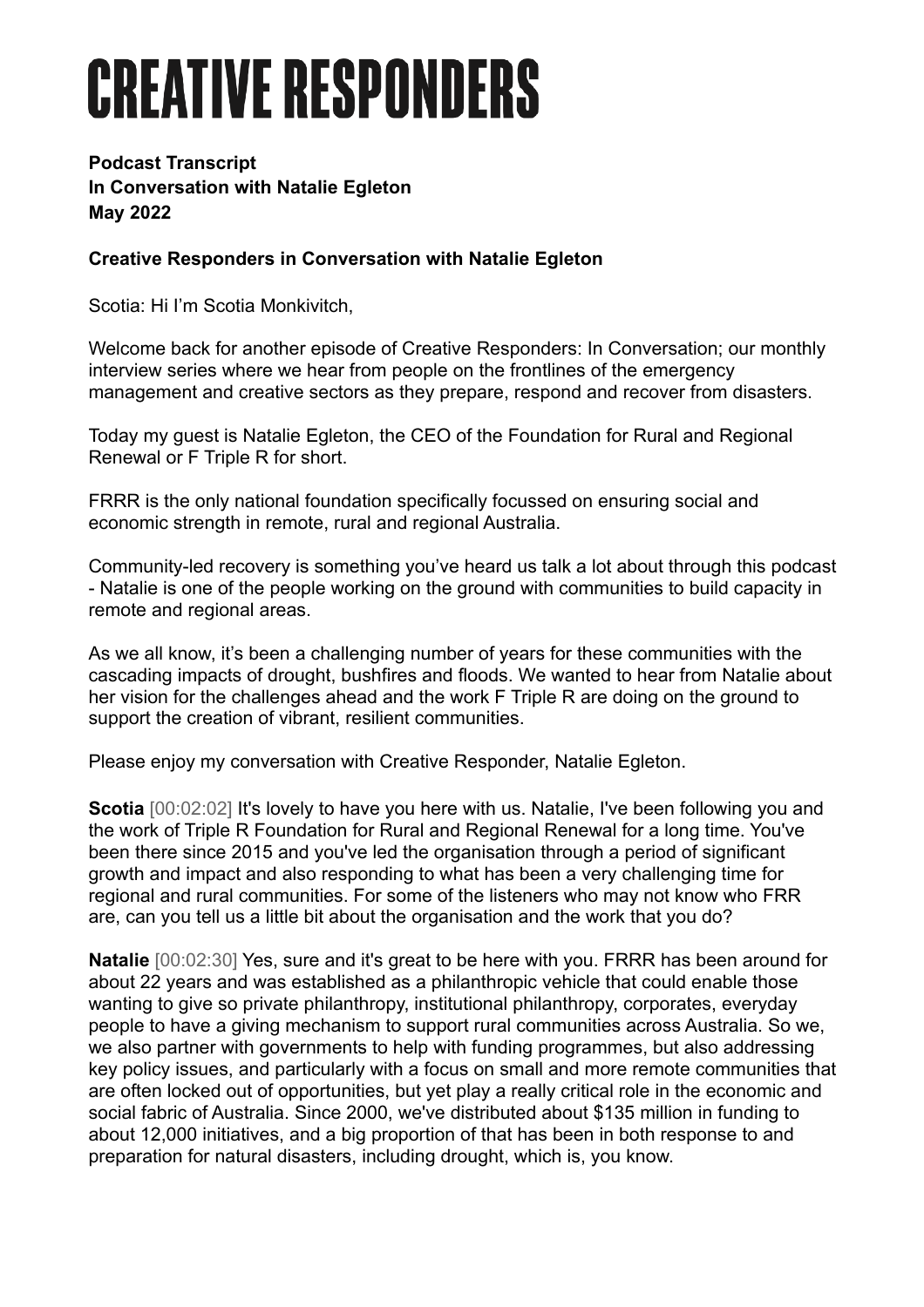# CREATIVE RESPONDERS

**Podcast Transcript**
**In Conversation with Natalie Egleton**
**May 2022**

**Creative Responders in Conversation with Natalie Egleton**

Scotia: Hi I'm Scotia Monkivitch,

Welcome back for another episode of Creative Responders: In Conversation; our monthly interview series where we hear from people on the frontlines of the emergency management and creative sectors as they prepare, respond and recover from disasters.

Today my guest is Natalie Egleton, the CEO of the Foundation for Rural and Regional Renewal or F Triple R for short.

FRRR is the only national foundation specifically focussed on ensuring social and economic strength in remote, rural and regional Australia.

Community-led recovery is something you've heard us talk a lot about through this podcast - Natalie is one of the people working on the ground with communities to build capacity in remote and regional areas.

As we all know, it's been a challenging number of years for these communities with the cascading impacts of drought, bushfires and floods. We wanted to hear from Natalie about her vision for the challenges ahead and the work F Triple R are doing on the ground to support the creation of vibrant, resilient communities.

Please enjoy my conversation with Creative Responder, Natalie Egleton.

**Scotia** [00:02:02] It's lovely to have you here with us. Natalie, I've been following you and the work of Triple R Foundation for Rural and Regional Renewal for a long time. You've been there since 2015 and you've led the organisation through a period of significant growth and impact and also responding to what has been a very challenging time for regional and rural communities. For some of the listeners who may not know who FRR are, can you tell us a little bit about the organisation and the work that you do?

**Natalie** [00:02:30] Yes, sure and it's great to be here with you. FRRR has been around for about 22 years and was established as a philanthropic vehicle that could enable those wanting to give so private philanthropy, institutional philanthropy, corporates, everyday people to have a giving mechanism to support rural communities across Australia. So we, we also partner with governments to help with funding programmes, but also addressing key policy issues, and particularly with a focus on small and more remote communities that are often locked out of opportunities, but yet play a really critical role in the economic and social fabric of Australia. Since 2000, we've distributed about $135 million in funding to about 12,000 initiatives, and a big proportion of that has been in both response to and preparation for natural disasters, including drought, which is, you know.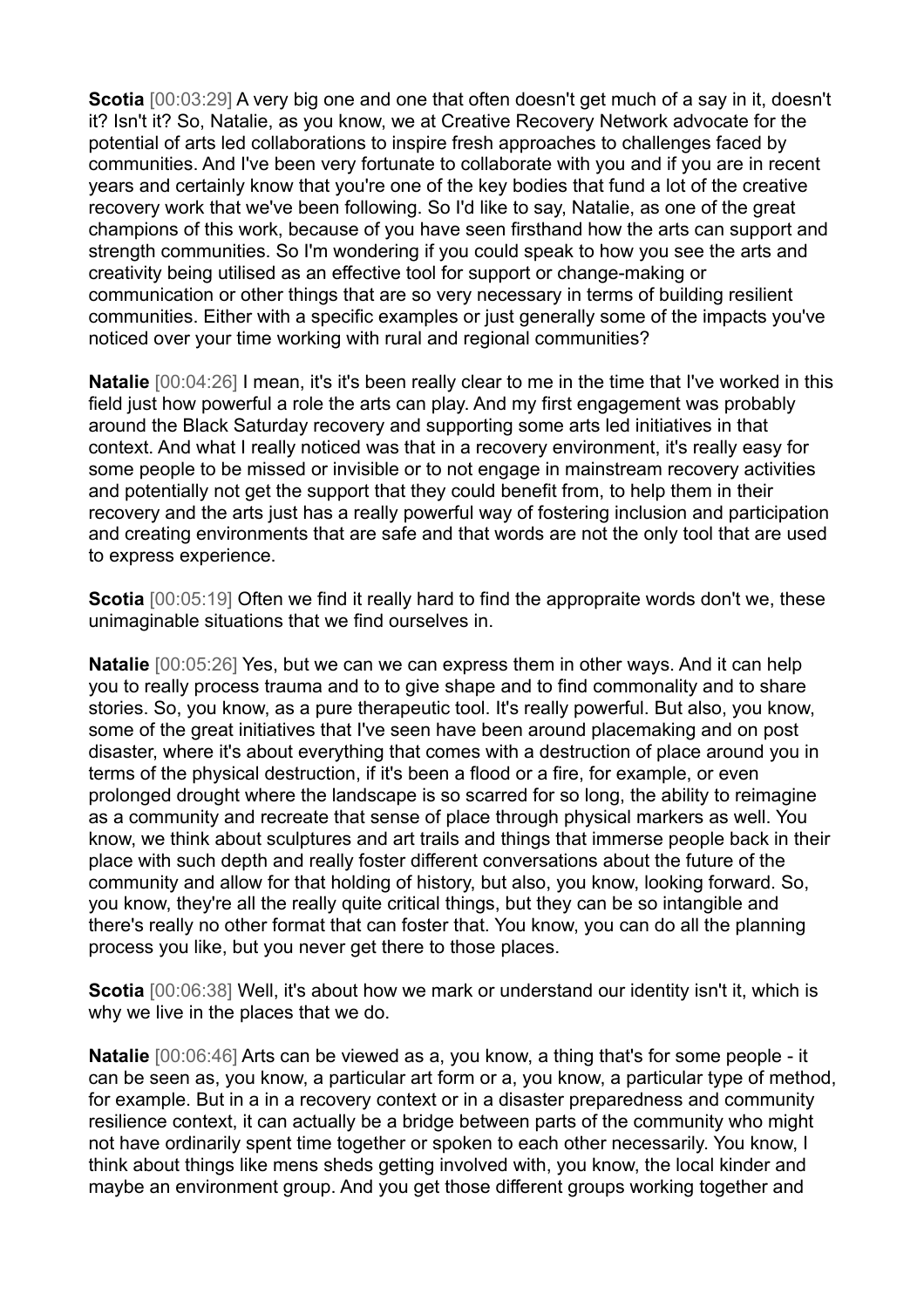**Scotia** [00:03:29] A very big one and one that often doesn't get much of a say in it, doesn't it? Isn't it? So, Natalie, as you know, we at Creative Recovery Network advocate for the potential of arts led collaborations to inspire fresh approaches to challenges faced by communities. And I've been very fortunate to collaborate with you and if you are in recent years and certainly know that you're one of the key bodies that fund a lot of the creative recovery work that we've been following. So I'd like to say, Natalie, as one of the great champions of this work, because of you have seen firsthand how the arts can support and strength communities. So I'm wondering if you could speak to how you see the arts and creativity being utilised as an effective tool for support or change-making or communication or other things that are so very necessary in terms of building resilient communities. Either with a specific examples or just generally some of the impacts you've noticed over your time working with rural and regional communities?

**Natalie** [00:04:26] I mean, it's it's been really clear to me in the time that I've worked in this field just how powerful a role the arts can play. And my first engagement was probably around the Black Saturday recovery and supporting some arts led initiatives in that context. And what I really noticed was that in a recovery environment, it's really easy for some people to be missed or invisible or to not engage in mainstream recovery activities and potentially not get the support that they could benefit from, to help them in their recovery and the arts just has a really powerful way of fostering inclusion and participation and creating environments that are safe and that words are not the only tool that are used to express experience.

**Scotia** [00:05:19] Often we find it really hard to find the appropraite words don't we, these unimaginable situations that we find ourselves in.

**Natalie** [00:05:26] Yes, but we can we can express them in other ways. And it can help you to really process trauma and to to give shape and to find commonality and to share stories. So, you know, as a pure therapeutic tool. It's really powerful. But also, you know, some of the great initiatives that I've seen have been around placemaking and on post disaster, where it's about everything that comes with a destruction of place around you in terms of the physical destruction, if it's been a flood or a fire, for example, or even prolonged drought where the landscape is so scarred for so long, the ability to reimagine as a community and recreate that sense of place through physical markers as well. You know, we think about sculptures and art trails and things that immerse people back in their place with such depth and really foster different conversations about the future of the community and allow for that holding of history, but also, you know, looking forward. So, you know, they're all the really quite critical things, but they can be so intangible and there's really no other format that can foster that. You know, you can do all the planning process you like, but you never get there to those places.

**Scotia** [00:06:38] Well, it's about how we mark or understand our identity isn't it, which is why we live in the places that we do.

**Natalie** [00:06:46] Arts can be viewed as a, you know, a thing that's for some people - it can be seen as, you know, a particular art form or a, you know, a particular type of method, for example. But in a in a recovery context or in a disaster preparedness and community resilience context, it can actually be a bridge between parts of the community who might not have ordinarily spent time together or spoken to each other necessarily. You know, I think about things like mens sheds getting involved with, you know, the local kinder and maybe an environment group. And you get those different groups working together and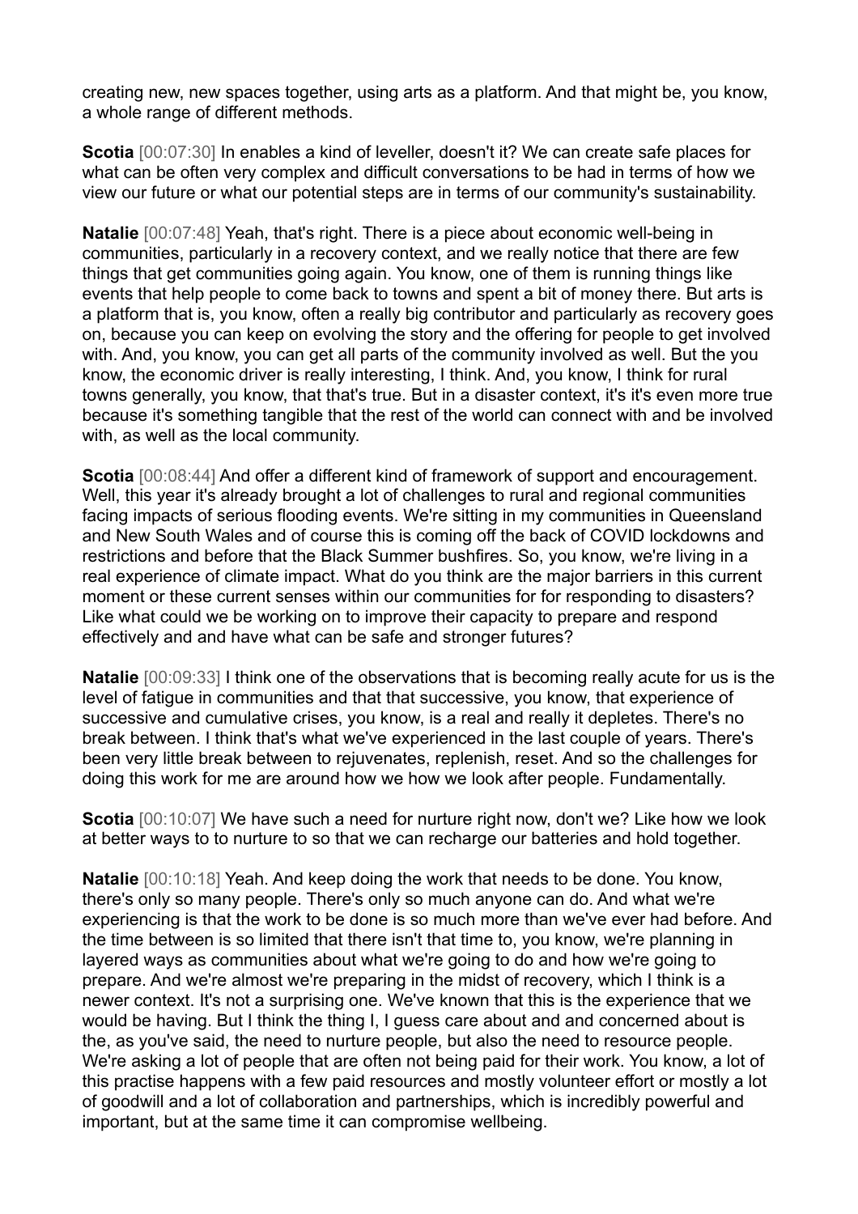creating new, new spaces together, using arts as a platform. And that might be, you know, a whole range of different methods.

**Scotia** [00:07:30] In enables a kind of leveller, doesn't it? We can create safe places for what can be often very complex and difficult conversations to be had in terms of how we view our future or what our potential steps are in terms of our community's sustainability.

**Natalie** [00:07:48] Yeah, that's right. There is a piece about economic well-being in communities, particularly in a recovery context, and we really notice that there are few things that get communities going again. You know, one of them is running things like events that help people to come back to towns and spent a bit of money there. But arts is a platform that is, you know, often a really big contributor and particularly as recovery goes on, because you can keep on evolving the story and the offering for people to get involved with. And, you know, you can get all parts of the community involved as well. But the you know, the economic driver is really interesting, I think. And, you know, I think for rural towns generally, you know, that that's true. But in a disaster context, it's it's even more true because it's something tangible that the rest of the world can connect with and be involved with, as well as the local community.

**Scotia** [00:08:44] And offer a different kind of framework of support and encouragement. Well, this year it's already brought a lot of challenges to rural and regional communities facing impacts of serious flooding events. We're sitting in my communities in Queensland and New South Wales and of course this is coming off the back of COVID lockdowns and restrictions and before that the Black Summer bushfires. So, you know, we're living in a real experience of climate impact. What do you think are the major barriers in this current moment or these current senses within our communities for for responding to disasters? Like what could we be working on to improve their capacity to prepare and respond effectively and and have what can be safe and stronger futures?

**Natalie** [00:09:33] I think one of the observations that is becoming really acute for us is the level of fatigue in communities and that that successive, you know, that experience of successive and cumulative crises, you know, is a real and really it depletes. There's no break between. I think that's what we've experienced in the last couple of years. There's been very little break between to rejuvenates, replenish, reset. And so the challenges for doing this work for me are around how we how we look after people. Fundamentally.

**Scotia** [00:10:07] We have such a need for nurture right now, don't we? Like how we look at better ways to to nurture to so that we can recharge our batteries and hold together.

**Natalie** [00:10:18] Yeah. And keep doing the work that needs to be done. You know, there's only so many people. There's only so much anyone can do. And what we're experiencing is that the work to be done is so much more than we've ever had before. And the time between is so limited that there isn't that time to, you know, we're planning in layered ways as communities about what we're going to do and how we're going to prepare. And we're almost we're preparing in the midst of recovery, which I think is a newer context. It's not a surprising one. We've known that this is the experience that we would be having. But I think the thing I, I guess care about and and concerned about is the, as you've said, the need to nurture people, but also the need to resource people. We're asking a lot of people that are often not being paid for their work. You know, a lot of this practise happens with a few paid resources and mostly volunteer effort or mostly a lot of goodwill and a lot of collaboration and partnerships, which is incredibly powerful and important, but at the same time it can compromise wellbeing.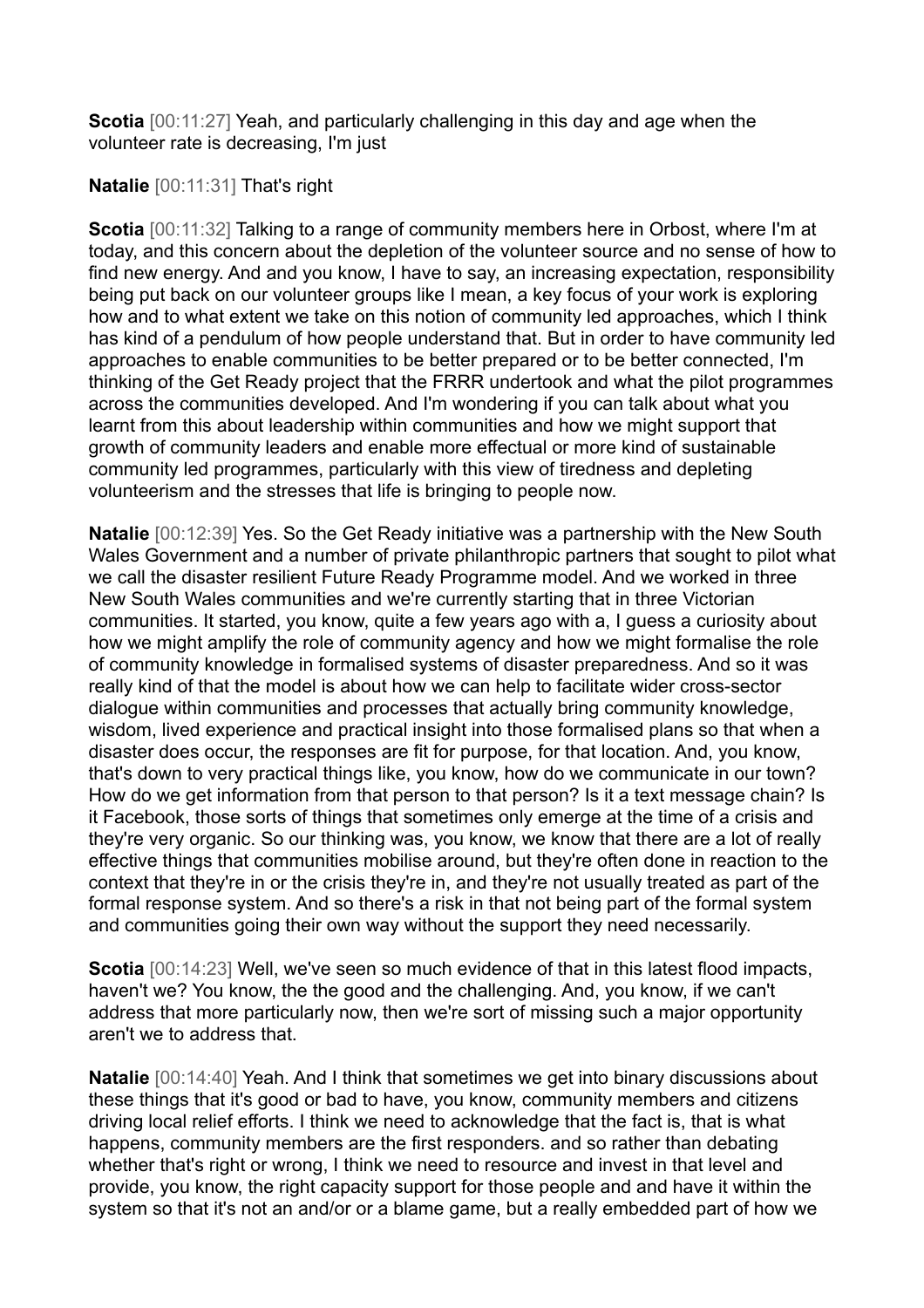**Scotia** [00:11:27] Yeah, and particularly challenging in this day and age when the volunteer rate is decreasing, I'm just

**Natalie** [00:11:31] That's right

**Scotia** [00:11:32] Talking to a range of community members here in Orbost, where I'm at today, and this concern about the depletion of the volunteer source and no sense of how to find new energy. And and you know, I have to say, an increasing expectation, responsibility being put back on our volunteer groups like I mean, a key focus of your work is exploring how and to what extent we take on this notion of community led approaches, which I think has kind of a pendulum of how people understand that. But in order to have community led approaches to enable communities to be better prepared or to be better connected, I'm thinking of the Get Ready project that the FRRR undertook and what the pilot programmes across the communities developed. And I'm wondering if you can talk about what you learnt from this about leadership within communities and how we might support that growth of community leaders and enable more effectual or more kind of sustainable community led programmes, particularly with this view of tiredness and depleting volunteerism and the stresses that life is bringing to people now.

**Natalie** [00:12:39] Yes. So the Get Ready initiative was a partnership with the New South Wales Government and a number of private philanthropic partners that sought to pilot what we call the disaster resilient Future Ready Programme model. And we worked in three New South Wales communities and we're currently starting that in three Victorian communities. It started, you know, quite a few years ago with a, I guess a curiosity about how we might amplify the role of community agency and how we might formalise the role of community knowledge in formalised systems of disaster preparedness. And so it was really kind of that the model is about how we can help to facilitate wider cross-sector dialogue within communities and processes that actually bring community knowledge, wisdom, lived experience and practical insight into those formalised plans so that when a disaster does occur, the responses are fit for purpose, for that location. And, you know, that's down to very practical things like, you know, how do we communicate in our town? How do we get information from that person to that person? Is it a text message chain? Is it Facebook, those sorts of things that sometimes only emerge at the time of a crisis and they're very organic. So our thinking was, you know, we know that there are a lot of really effective things that communities mobilise around, but they're often done in reaction to the context that they're in or the crisis they're in, and they're not usually treated as part of the formal response system. And so there's a risk in that not being part of the formal system and communities going their own way without the support they need necessarily.

**Scotia** [00:14:23] Well, we've seen so much evidence of that in this latest flood impacts, haven't we? You know, the the good and the challenging. And, you know, if we can't address that more particularly now, then we're sort of missing such a major opportunity aren't we to address that.

**Natalie** [00:14:40] Yeah. And I think that sometimes we get into binary discussions about these things that it's good or bad to have, you know, community members and citizens driving local relief efforts. I think we need to acknowledge that the fact is, that is what happens, community members are the first responders. and so rather than debating whether that's right or wrong, I think we need to resource and invest in that level and provide, you know, the right capacity support for those people and and have it within the system so that it's not an and/or or a blame game, but a really embedded part of how we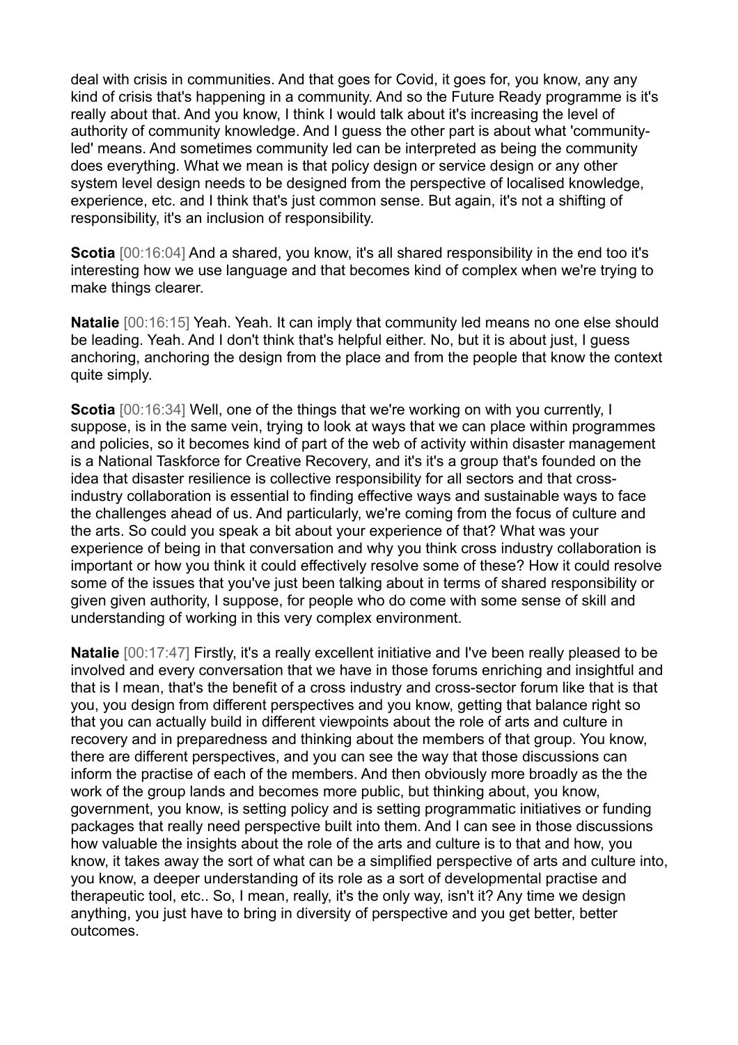deal with crisis in communities. And that goes for Covid, it goes for, you know, any any kind of crisis that's happening in a community. And so the Future Ready programme is it's really about that. And you know, I think I would talk about it's increasing the level of authority of community knowledge. And I guess the other part is about what 'community-led' means. And sometimes community led can be interpreted as being the community does everything. What we mean is that policy design or service design or any other system level design needs to be designed from the perspective of localised knowledge, experience, etc. and I think that's just common sense. But again, it's not a shifting of responsibility, it's an inclusion of responsibility.

**Scotia** [00:16:04] And a shared, you know, it's all shared responsibility in the end too it's interesting how we use language and that becomes kind of complex when we're trying to make things clearer.

**Natalie** [00:16:15] Yeah. Yeah. It can imply that community led means no one else should be leading. Yeah. And I don't think that's helpful either. No, but it is about just, I guess anchoring, anchoring the design from the place and from the people that know the context quite simply.

**Scotia** [00:16:34] Well, one of the things that we're working on with you currently, I suppose, is in the same vein, trying to look at ways that we can place within programmes and policies, so it becomes kind of part of the web of activity within disaster management is a National Taskforce for Creative Recovery, and it's it's a group that's founded on the idea that disaster resilience is collective responsibility for all sectors and that cross-industry collaboration is essential to finding effective ways and sustainable ways to face the challenges ahead of us. And particularly, we're coming from the focus of culture and the arts. So could you speak a bit about your experience of that? What was your experience of being in that conversation and why you think cross industry collaboration is important or how you think it could effectively resolve some of these? How it could resolve some of the issues that you've just been talking about in terms of shared responsibility or given given authority, I suppose, for people who do come with some sense of skill and understanding of working in this very complex environment.

**Natalie** [00:17:47] Firstly, it's a really excellent initiative and I've been really pleased to be involved and every conversation that we have in those forums enriching and insightful and that is I mean, that's the benefit of a cross industry and cross-sector forum like that is that you, you design from different perspectives and you know, getting that balance right so that you can actually build in different viewpoints about the role of arts and culture in recovery and in preparedness and thinking about the members of that group. You know, there are different perspectives, and you can see the way that those discussions can inform the practise of each of the members. And then obviously more broadly as the the work of the group lands and becomes more public, but thinking about, you know, government, you know, is setting policy and is setting programmatic initiatives or funding packages that really need perspective built into them. And I can see in those discussions how valuable the insights about the role of the arts and culture is to that and how, you know, it takes away the sort of what can be a simplified perspective of arts and culture into, you know, a deeper understanding of its role as a sort of developmental practise and therapeutic tool, etc.. So, I mean, really, it's the only way, isn't it? Any time we design anything, you just have to bring in diversity of perspective and you get better, better outcomes.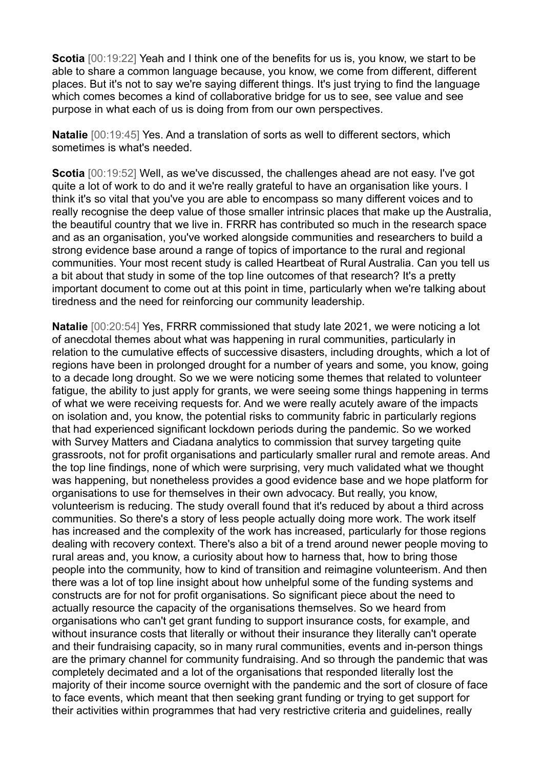**Scotia** [00:19:22] Yeah and I think one of the benefits for us is, you know, we start to be able to share a common language because, you know, we come from different, different places. But it's not to say we're saying different things. It's just trying to find the language which comes becomes a kind of collaborative bridge for us to see, see value and see purpose in what each of us is doing from from our own perspectives.

**Natalie** [00:19:45] Yes. And a translation of sorts as well to different sectors, which sometimes is what's needed.

**Scotia** [00:19:52] Well, as we've discussed, the challenges ahead are not easy. I've got quite a lot of work to do and it we're really grateful to have an organisation like yours. I think it's so vital that you've you are able to encompass so many different voices and to really recognise the deep value of those smaller intrinsic places that make up the Australia, the beautiful country that we live in. FRRR has contributed so much in the research space and as an organisation, you've worked alongside communities and researchers to build a strong evidence base around a range of topics of importance to the rural and regional communities. Your most recent study is called Heartbeat of Rural Australia. Can you tell us a bit about that study in some of the top line outcomes of that research? It's a pretty important document to come out at this point in time, particularly when we're talking about tiredness and the need for reinforcing our community leadership.

**Natalie** [00:20:54] Yes, FRRR commissioned that study late 2021, we were noticing a lot of anecdotal themes about what was happening in rural communities, particularly in relation to the cumulative effects of successive disasters, including droughts, which a lot of regions have been in prolonged drought for a number of years and some, you know, going to a decade long drought. So we we were noticing some themes that related to volunteer fatigue, the ability to just apply for grants, we were seeing some things happening in terms of what we were receiving requests for. And we were really acutely aware of the impacts on isolation and, you know, the potential risks to community fabric in particularly regions that had experienced significant lockdown periods during the pandemic. So we worked with Survey Matters and Ciadana analytics to commission that survey targeting quite grassroots, not for profit organisations and particularly smaller rural and remote areas. And the top line findings, none of which were surprising, very much validated what we thought was happening, but nonetheless provides a good evidence base and we hope platform for organisations to use for themselves in their own advocacy. But really, you know, volunteerism is reducing. The study overall found that it's reduced by about a third across communities. So there's a story of less people actually doing more work. The work itself has increased and the complexity of the work has increased, particularly for those regions dealing with recovery context. There's also a bit of a trend around newer people moving to rural areas and, you know, a curiosity about how to harness that, how to bring those people into the community, how to kind of transition and reimagine volunteerism. And then there was a lot of top line insight about how unhelpful some of the funding systems and constructs are for not for profit organisations. So significant piece about the need to actually resource the capacity of the organisations themselves. So we heard from organisations who can't get grant funding to support insurance costs, for example, and without insurance costs that literally or without their insurance they literally can't operate and their fundraising capacity, so in many rural communities, events and in-person things are the primary channel for community fundraising. And so through the pandemic that was completely decimated and a lot of the organisations that responded literally lost the majority of their income source overnight with the pandemic and the sort of closure of face to face events, which meant that then seeking grant funding or trying to get support for their activities within programmes that had very restrictive criteria and guidelines, really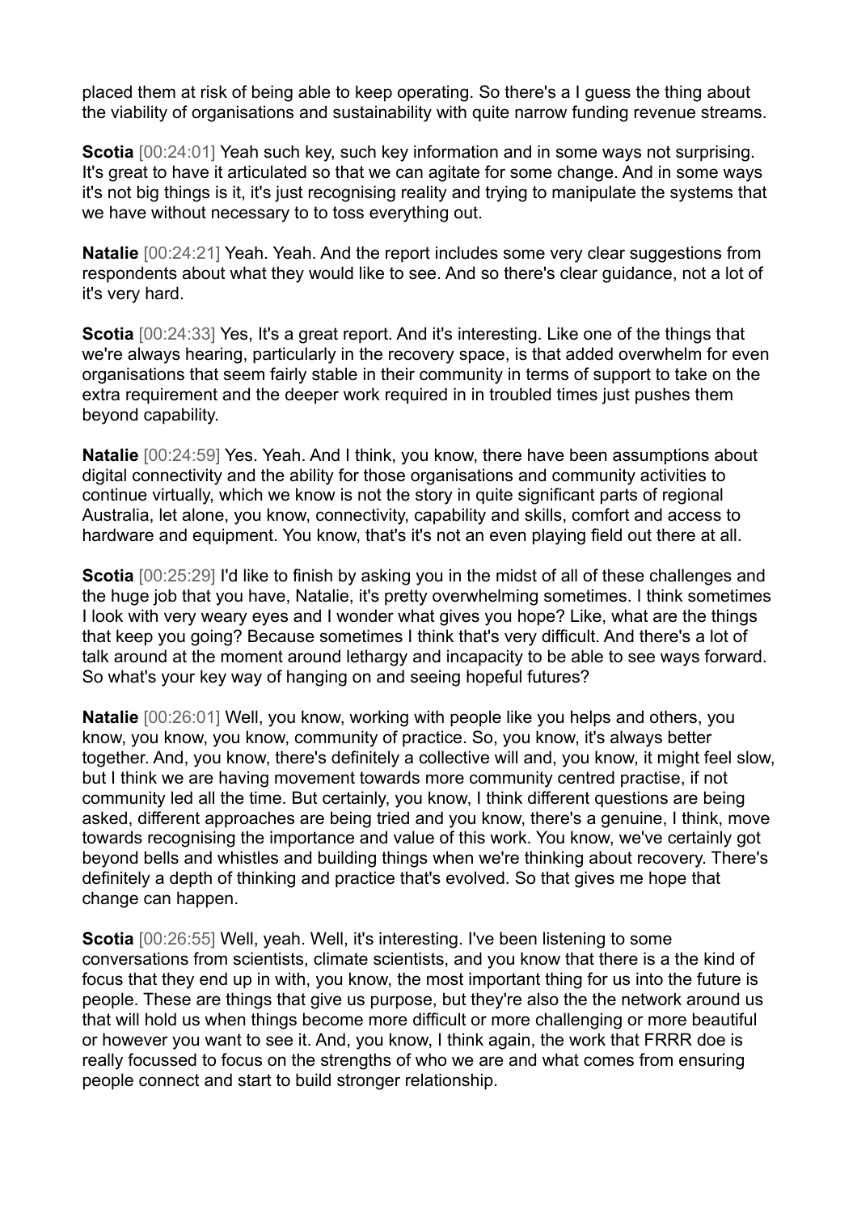placed them at risk of being able to keep operating. So there's a I guess the thing about the viability of organisations and sustainability with quite narrow funding revenue streams.

**Scotia** [00:24:01] Yeah such key, such key information and in some ways not surprising. It's great to have it articulated so that we can agitate for some change. And in some ways it's not big things is it, it's just recognising reality and trying to manipulate the systems that we have without necessary to to toss everything out.

**Natalie** [00:24:21] Yeah. Yeah. And the report includes some very clear suggestions from respondents about what they would like to see. And so there's clear guidance, not a lot of it's very hard.

**Scotia** [00:24:33] Yes, It's a great report. And it's interesting. Like one of the things that we're always hearing, particularly in the recovery space, is that added overwhelm for even organisations that seem fairly stable in their community in terms of support to take on the extra requirement and the deeper work required in in troubled times just pushes them beyond capability.

**Natalie** [00:24:59] Yes. Yeah. And I think, you know, there have been assumptions about digital connectivity and the ability for those organisations and community activities to continue virtually, which we know is not the story in quite significant parts of regional Australia, let alone, you know, connectivity, capability and skills, comfort and access to hardware and equipment. You know, that's it's not an even playing field out there at all.

**Scotia** [00:25:29] I'd like to finish by asking you in the midst of all of these challenges and the huge job that you have, Natalie, it's pretty overwhelming sometimes. I think sometimes I look with very weary eyes and I wonder what gives you hope? Like, what are the things that keep you going? Because sometimes I think that's very difficult. And there's a lot of talk around at the moment around lethargy and incapacity to be able to see ways forward. So what's your key way of hanging on and seeing hopeful futures?

**Natalie** [00:26:01] Well, you know, working with people like you helps and others, you know, you know, you know, community of practice. So, you know, it's always better together. And, you know, there's definitely a collective will and, you know, it might feel slow, but I think we are having movement towards more community centred practise, if not community led all the time. But certainly, you know, I think different questions are being asked, different approaches are being tried and you know, there's a genuine, I think, move towards recognising the importance and value of this work. You know, we've certainly got beyond bells and whistles and building things when we're thinking about recovery. There's definitely a depth of thinking and practice that's evolved. So that gives me hope that change can happen.

**Scotia** [00:26:55] Well, yeah. Well, it's interesting. I've been listening to some conversations from scientists, climate scientists, and you know that there is a the kind of focus that they end up in with, you know, the most important thing for us into the future is people. These are things that give us purpose, but they're also the the network around us that will hold us when things become more difficult or more challenging or more beautiful or however you want to see it. And, you know, I think again, the work that FRRR doe is really focussed to focus on the strengths of who we are and what comes from ensuring people connect and start to build stronger relationship.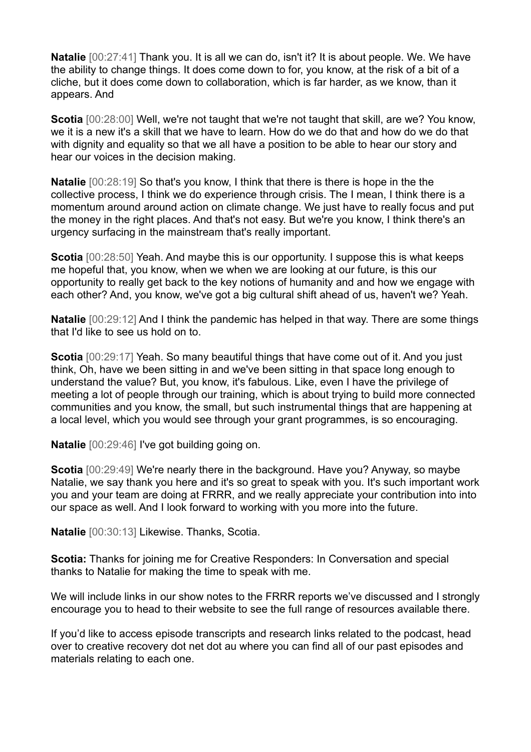**Natalie** [00:27:41] Thank you. It is all we can do, isn't it? It is about people. We. We have the ability to change things. It does come down to for, you know, at the risk of a bit of a cliche, but it does come down to collaboration, which is far harder, as we know, than it appears. And

**Scotia** [00:28:00] Well, we're not taught that we're not taught that skill, are we? You know, we it is a new it's a skill that we have to learn. How do we do that and how do we do that with dignity and equality so that we all have a position to be able to hear our story and hear our voices in the decision making.

**Natalie** [00:28:19] So that's you know, I think that there is there is hope in the the collective process, I think we do experience through crisis. The I mean, I think there is a momentum around around action on climate change. We just have to really focus and put the money in the right places. And that's not easy. But we're you know, I think there's an urgency surfacing in the mainstream that's really important.

**Scotia** [00:28:50] Yeah. And maybe this is our opportunity. I suppose this is what keeps me hopeful that, you know, when we when we are looking at our future, is this our opportunity to really get back to the key notions of humanity and and how we engage with each other? And, you know, we've got a big cultural shift ahead of us, haven't we? Yeah.

**Natalie** [00:29:12] And I think the pandemic has helped in that way. There are some things that I'd like to see us hold on to.

**Scotia** [00:29:17] Yeah. So many beautiful things that have come out of it. And you just think, Oh, have we been sitting in and we've been sitting in that space long enough to understand the value? But, you know, it's fabulous. Like, even I have the privilege of meeting a lot of people through our training, which is about trying to build more connected communities and you know, the small, but such instrumental things that are happening at a local level, which you would see through your grant programmes, is so encouraging.

**Natalie** [00:29:46] I've got building going on.

**Scotia** [00:29:49] We're nearly there in the background. Have you? Anyway, so maybe Natalie, we say thank you here and it's so great to speak with you. It's such important work you and your team are doing at FRRR, and we really appreciate your contribution into into our space as well. And I look forward to working with you more into the future.

**Natalie** [00:30:13] Likewise. Thanks, Scotia.

**Scotia:** Thanks for joining me for Creative Responders: In Conversation and special thanks to Natalie for making the time to speak with me.

We will include links in our show notes to the FRRR reports we've discussed and I strongly encourage you to head to their website to see the full range of resources available there.

If you'd like to access episode transcripts and research links related to the podcast, head over to creative recovery dot net dot au where you can find all of our past episodes and materials relating to each one.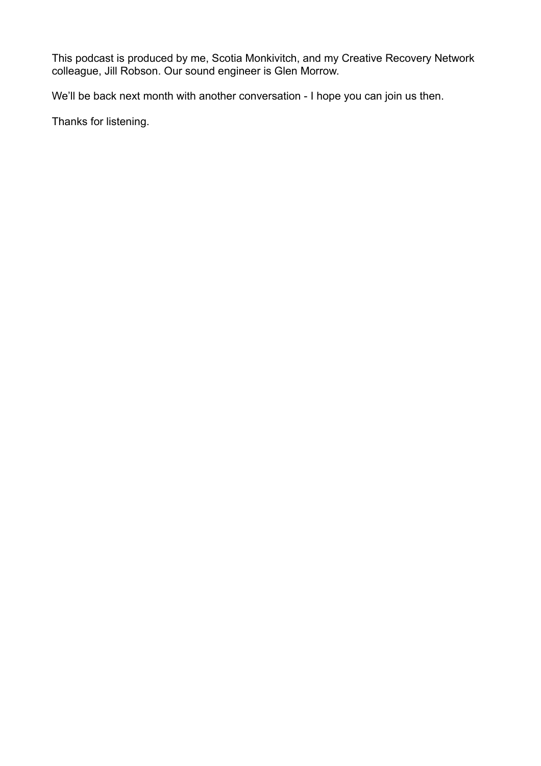This podcast is produced by me, Scotia Monkivitch, and my Creative Recovery Network colleague, Jill Robson. Our sound engineer is Glen Morrow.

We'll be back next month with another conversation - I hope you can join us then.

Thanks for listening.